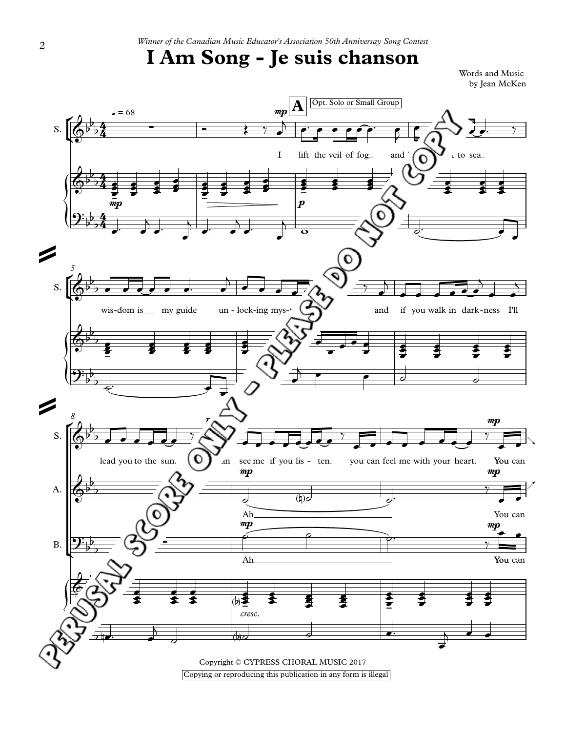*Winner of the Canadian Music Educator's Association 50th Anniversary Song Contest*

# I Am Song - Je suis chanson

Words and Music
by Jean McKen

Copyright © CYPRESS CHORAL MUSIC 2017

Copying or reproducing this publication in any form is illegal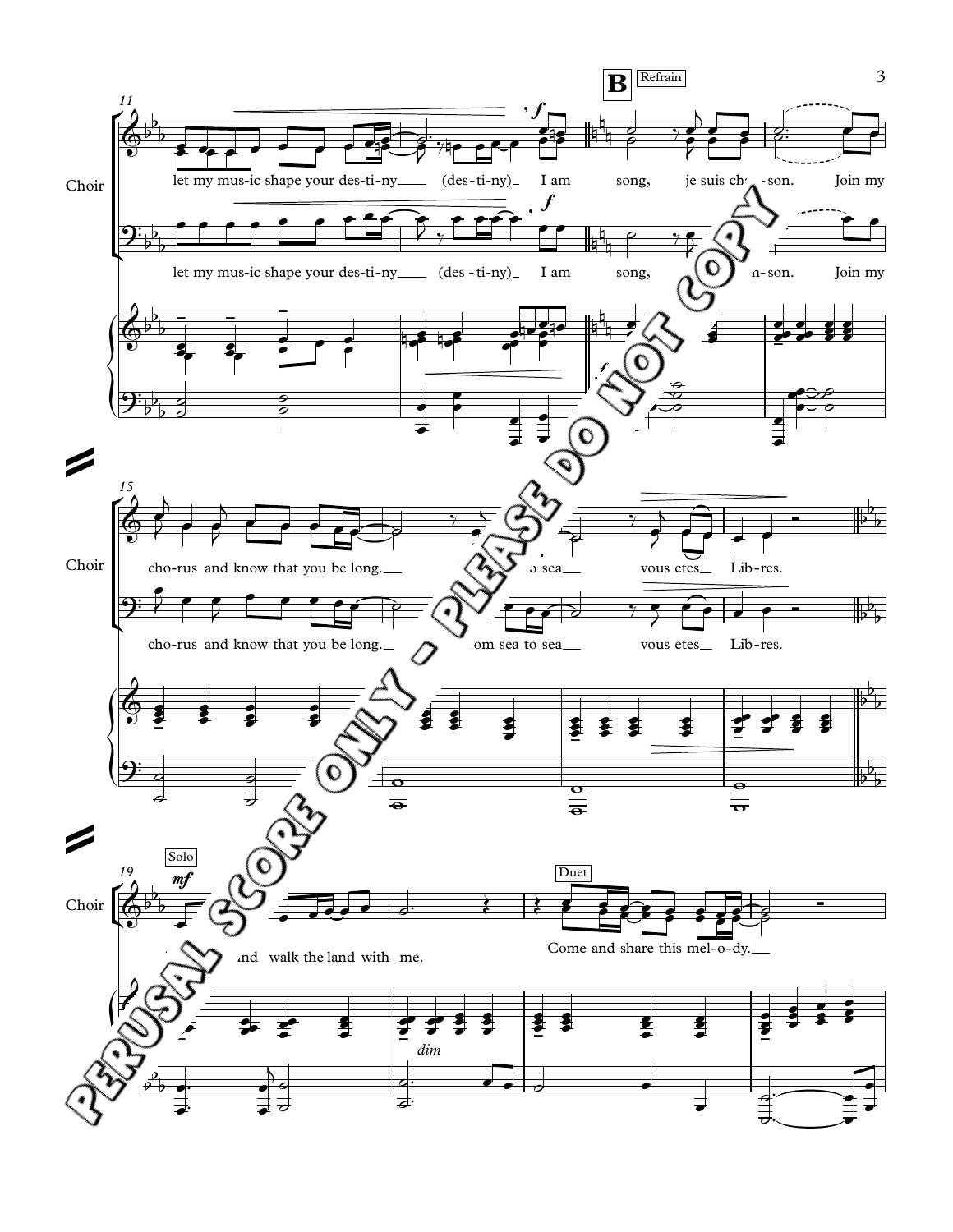**B** Refrain

Choir

let my mus-ic shape your des-ti-ny (des-ti-ny) I am song, je suis chan-son. Join my

let my mus-ic shape your des-ti-ny (des-ti-ny) I am song, ...n-son. Join my

cho-rus and know that you be long. ...o sea vous etes Lib-res.

cho-rus and know that you be long. ...om sea to sea vous etes Lib-res.

Solo

*mf*

...nd walk the land with me.

Duet

Come and share this mel-o-dy.

*dim*

PERUSAL SCORE ONLY - PLEASE DO NOT COPY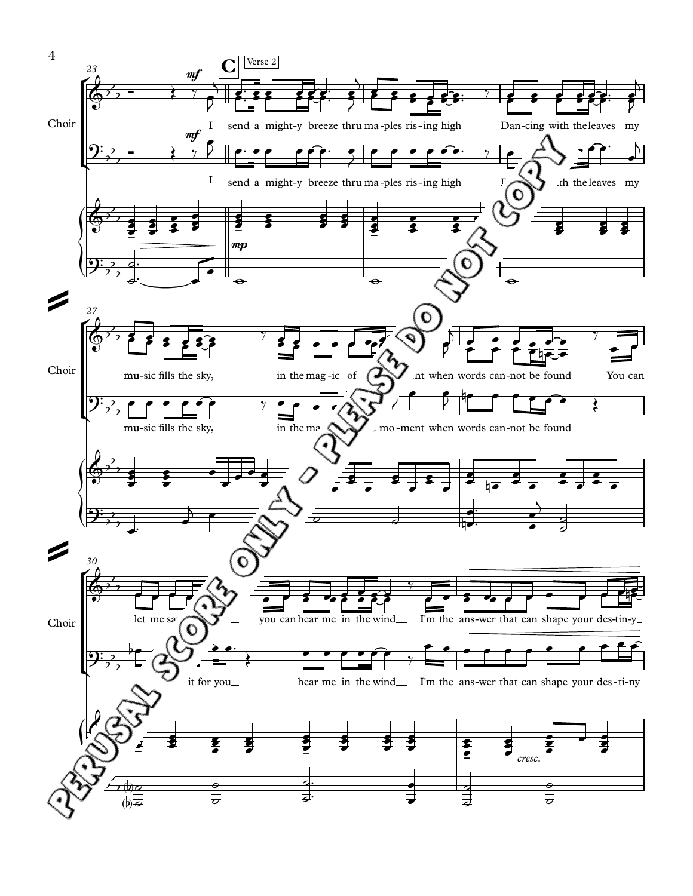**C** Verse 2

Choir

I send a might-y breeze thru ma-ples ris-ing high Danc-ing with the leaves my mu-sic fills the sky, in the mag-ic of ...nt when words can-not be found You can let me sa... you can hear me in the wind I'm the ans-wer that can shape your des-ti-ny

I send a might-y breeze thru ma-ples ris-ing high D... ...th the leaves my mu-sic fills the sky, in the ma... mo-ment when words can-not be found ... it for you hear me in the wind I'm the ans-wer that can shape your des-ti-ny

PERUSAL SCORE ONLY - PLEASE DO NOT COPY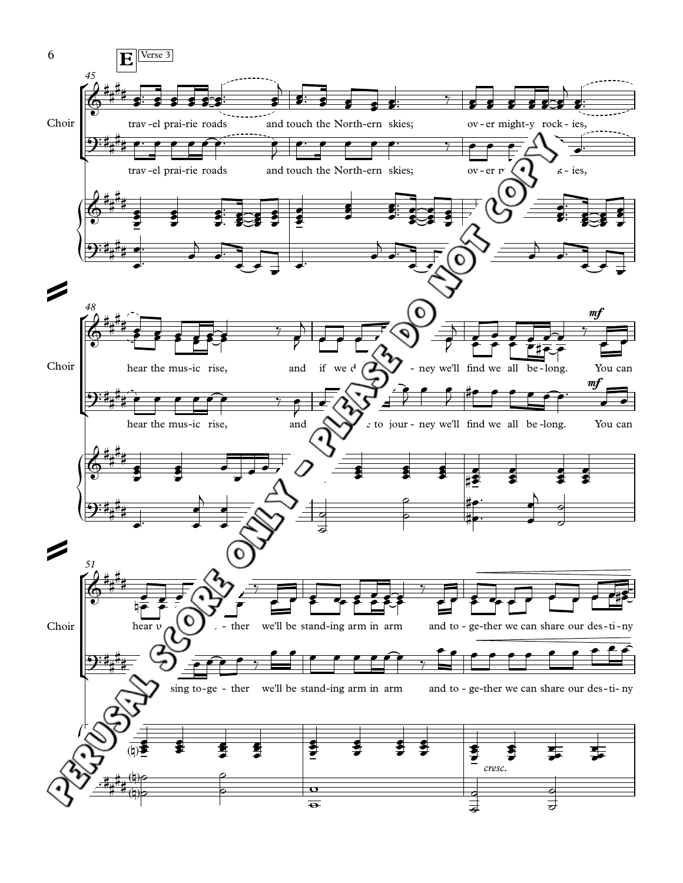**E** Verse 3

45

Choir

trav-el prai-rie roads and touch the North-ern skies; ov-er might-y rock-ies,

trav-el prai-rie roads and touch the North-ern skies; ov-er m... k-ies,

48

Choir

hear the mus-ic rise, and if we d... -ney we'll find we all be-long. You can

hear the mus-ic rise, and ... to jour-ney we'll find we all be-long. You can

51

Choir

hear u... -ther we'll be stand-ing arm in arm and to-ge-ther we can share our des-ti-ny

sing to-ge-ther we'll be stand-ing arm in arm and to-ge-ther we can share our des-ti-ny

*cresc.*

PERUSAL SCORE ONLY - PLEASE DO NOT COPY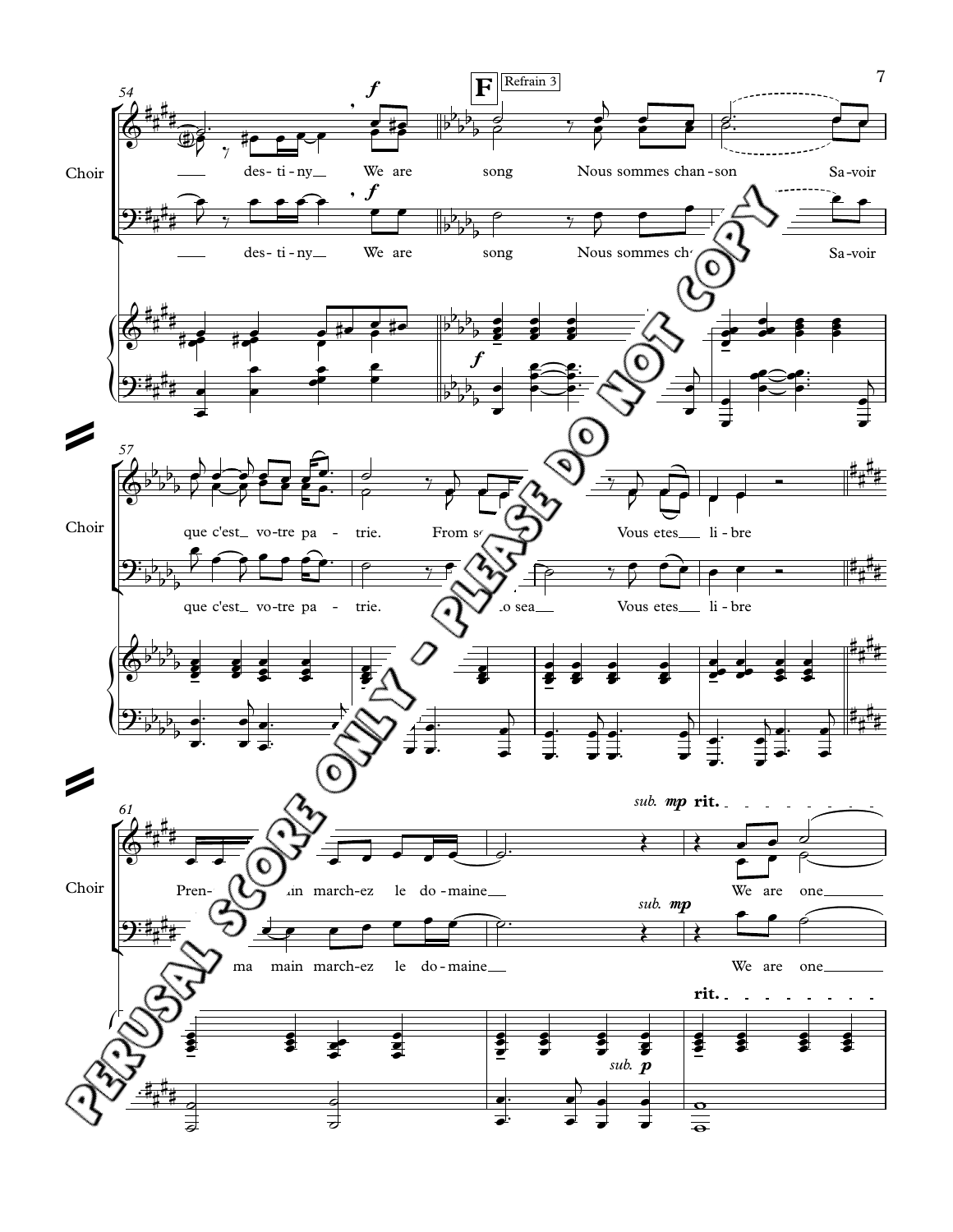**F** Refrain 3

Choir

destiny We are song Nous sommes chanson Savoir

que c'est votre patrie. From sea to sea Vous etes libre

Prenez ma main marchez le domaine We are one

PERUSAL SCORE ONLY - PLEASE DO NOT COPY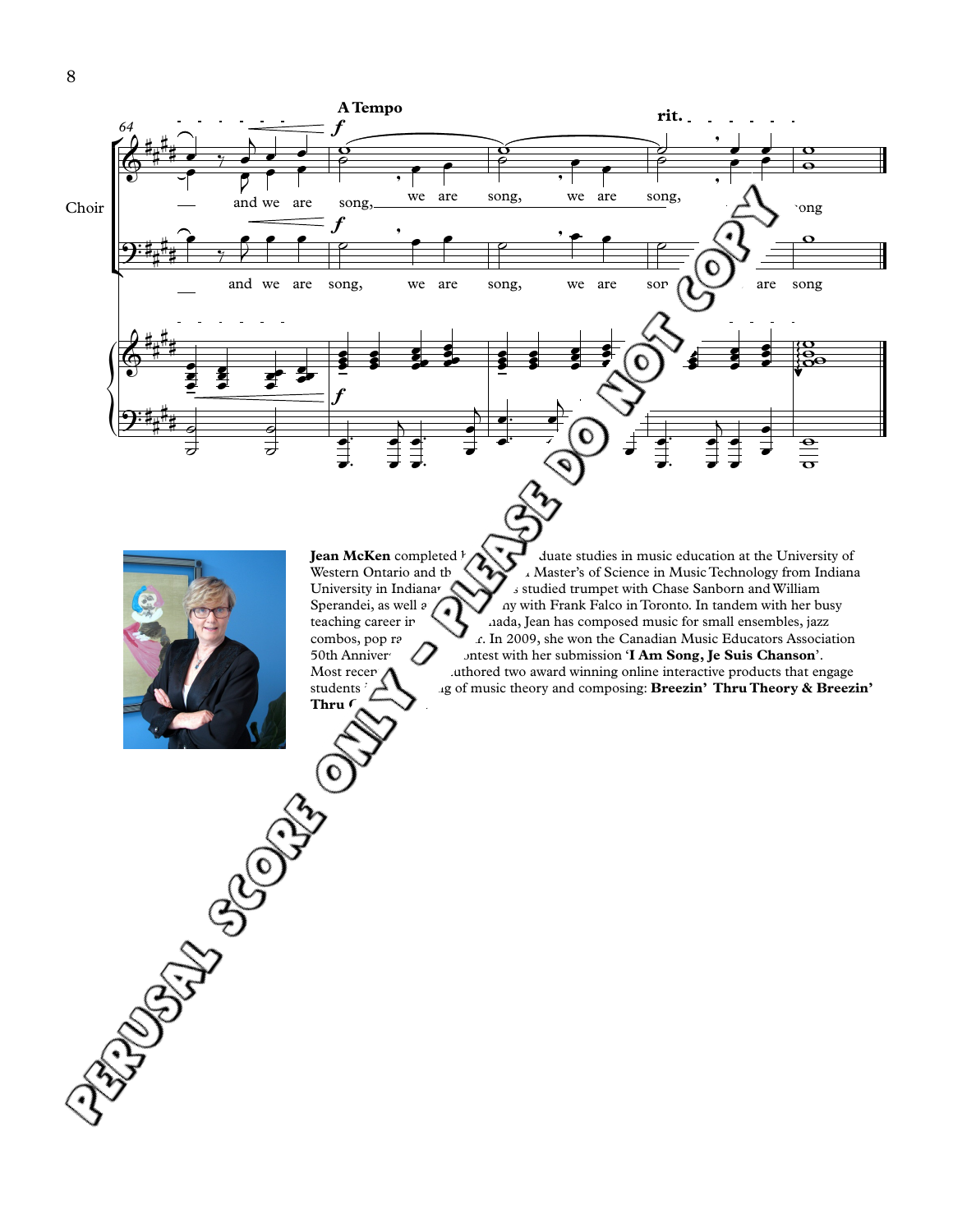**Jean McKen** completed h... duate studies in music education at the University of Western Ontario and th... Master's of Science in Music Technology from Indiana University in Indiana... s studied trumpet with Chase Sanborn and William Sperandei, as well a... ny with Frank Falco in Toronto. In tandem with her busy teaching career ir... nada, Jean has composed music for small ensembles, jazz combos, pop ra... r. In 2009, she won the Canadian Music Educators Association 50th Anniver... ontest with her submission '**I Am Song, Je Suis Chanson**'. Most recen... uthored two award winning online interactive products that engage students ... ig of music theory and composing: **Breezin' Thru Theory & Breezin' Thru C**...